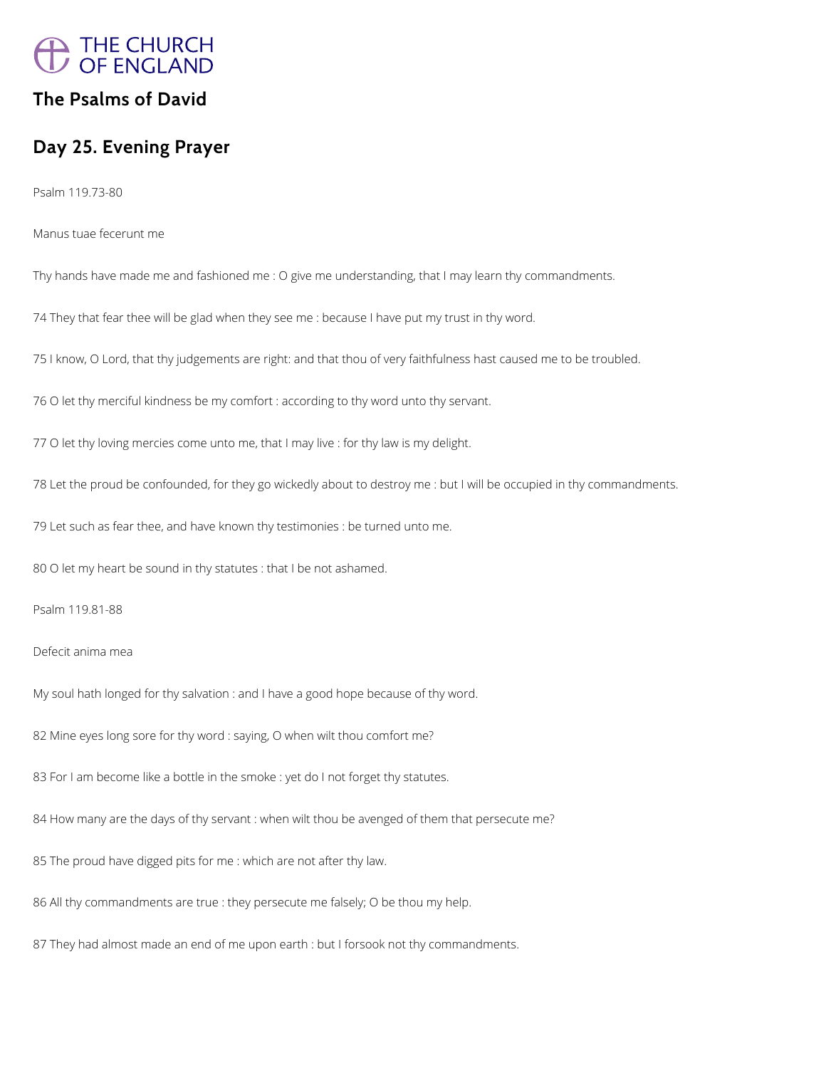THE CHURCH OF ENGLAND

## The Psalms of David

## Day 25. Evening Prayer

Psalm 119.73-80

Manus tuae fecerunt me

Thy hands have made me and fashioned me : O give me understanding, that I may learn thy commandments.

74 They that fear thee will be glad when they see me : because I have put my trust in thy word.

75 I know, O Lord, that thy judgements are right: and that thou of very faithfulness hast caused me to be troubled.

76 O let thy merciful kindness be my comfort : according to thy word unto thy servant.

77 O let thy loving mercies come unto me, that I may live : for thy law is my delight.

78 Let the proud be confounded, for they go wickedly about to destroy me : but I will be occupied in thy commandments.

79 Let such as fear thee, and have known thy testimonies : be turned unto me.

80 O let my heart be sound in thy statutes : that I be not ashamed.

Psalm 119.81-88

Defecit anima mea

My soul hath longed for thy salvation : and I have a good hope because of thy word.

82 Mine eyes long sore for thy word : saying, O when wilt thou comfort me?

83 For I am become like a bottle in the smoke : yet do I not forget thy statutes.

84 How many are the days of thy servant : when wilt thou be avenged of them that persecute me?

85 The proud have digged pits for me : which are not after thy law.

86 All thy commandments are true : they persecute me falsely; O be thou my help.

87 They had almost made an end of me upon earth : but I forsook not thy commandments.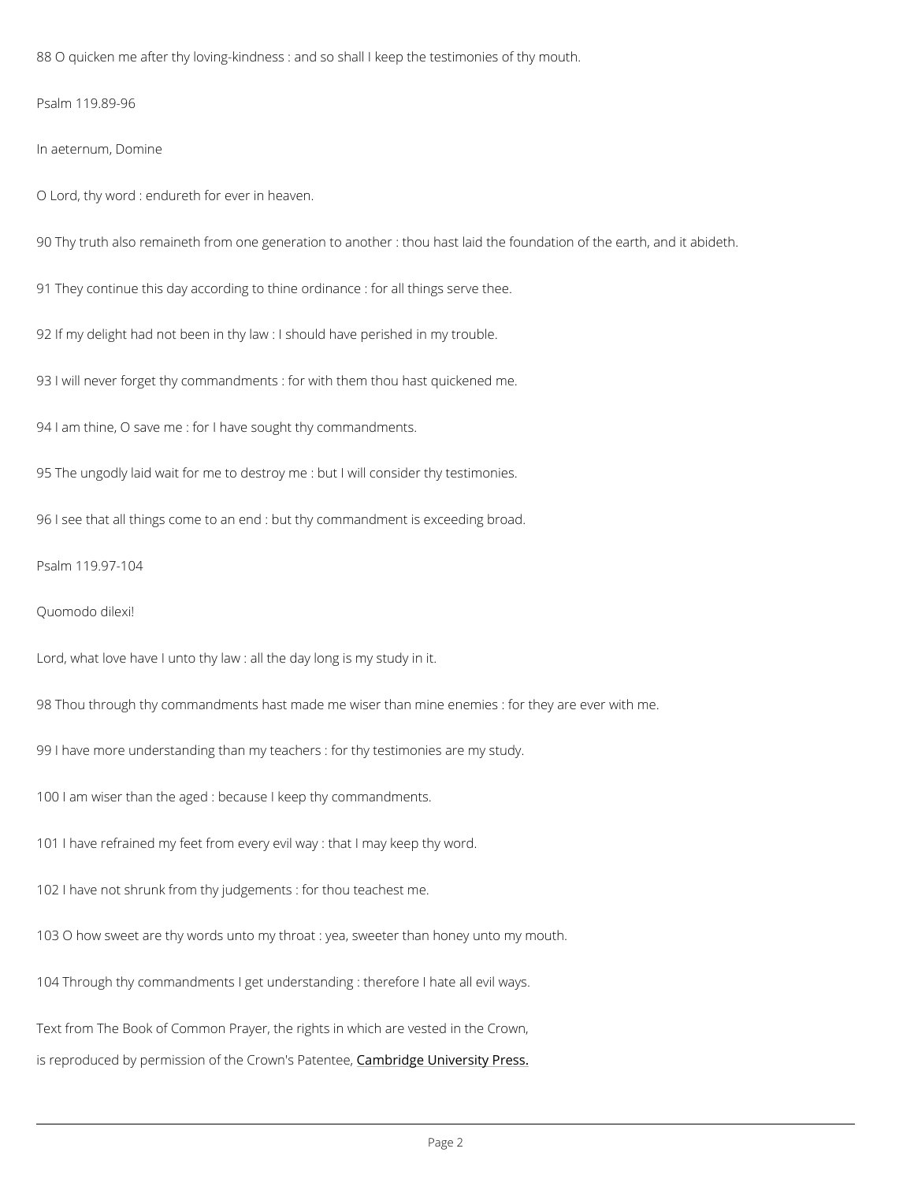88 O quicken me after thy loving-kindness : and so shall I keep the testimonies of thy mouth.

Psalm 119.89-96

In aeternum, Domine

O Lord, thy word : endureth for ever in heaven.

90 Thy truth also remaineth from one generation to another : thou hast laid the foundation of the earth, and it abideth.

91 They continue this day according to thine ordinance : for all things serve thee.

92 If my delight had not been in thy law : I should have perished in my trouble.

93 I will never forget thy commandments : for with them thou hast quickened me.

94 I am thine, O save me : for I have sought thy commandments.

95 The ungodly laid wait for me to destroy me : but I will consider thy testimonies.

96 I see that all things come to an end : but thy commandment is exceeding broad.

Psalm 119.97-104

Quomodo dilexi!

Lord, what love have I unto thy law : all the day long is my study in it.

98 Thou through thy commandments hast made me wiser than mine enemies : for they are ever with me.

99 I have more understanding than my teachers : for thy testimonies are my study.

100 I am wiser than the aged : because I keep thy commandments.

101 I have refrained my feet from every evil way : that I may keep thy word.

102 I have not shrunk from thy judgements : for thou teachest me.

103 O how sweet are thy words unto my throat : yea, sweeter than honey unto my mouth.

104 Through thy commandments I get understanding : therefore I hate all evil ways.

Text from The Book of Common Prayer, the rights in which are vested in the Crown,

is reproduced by permission of the Crown's Patentee, Cambridge University Press.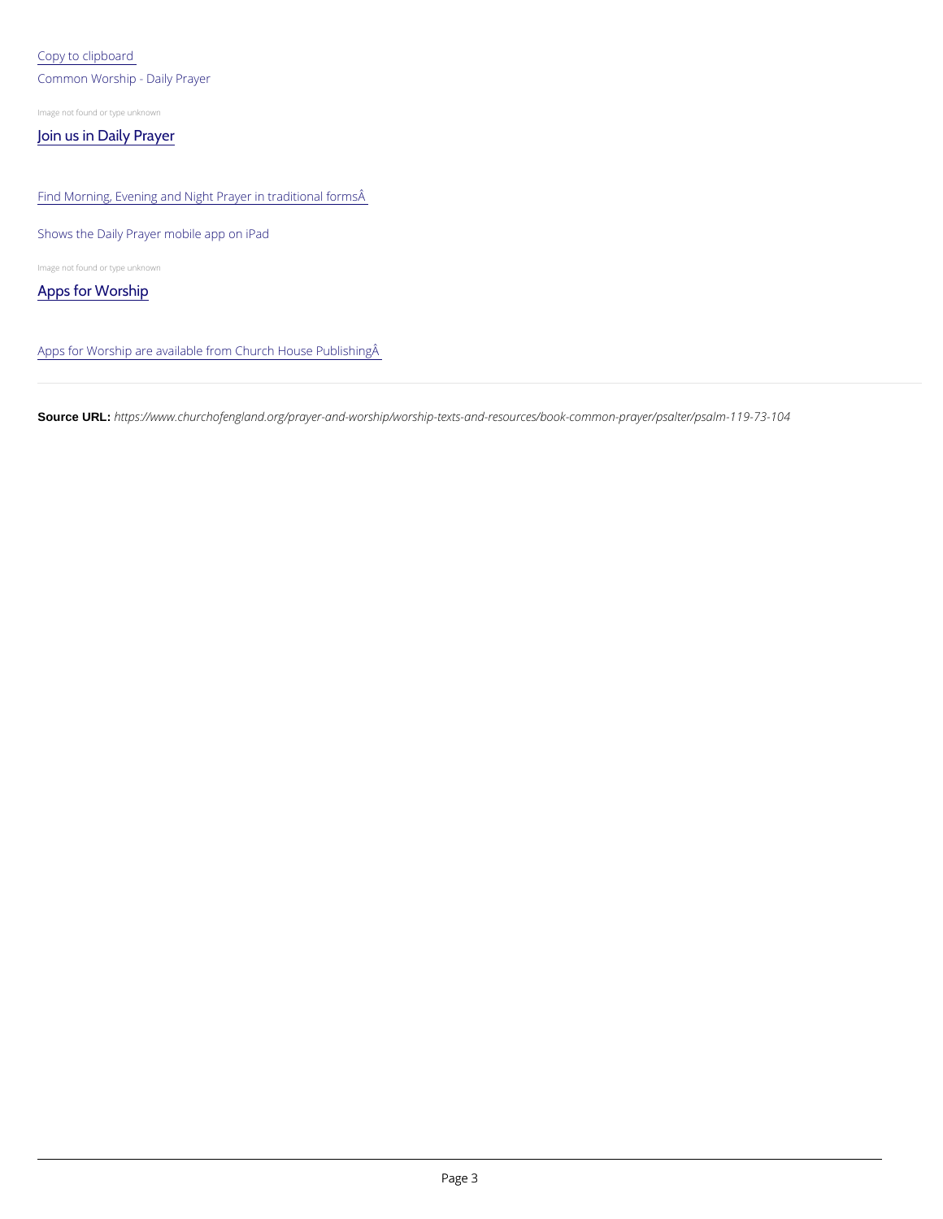Copy to clipboard

Common Worship - Daily Prayer

Image not found or type unknown

## Join us in Daily Prayer

Find Morning, Evening and Night Prayer in traditional formsÂ

Shows the Daily Prayer mobile app on iPad

Image not found or type unknown

## Apps for Worship

Apps for Worship are available from Church House PublishingÂ

---

**Source URL:** https://www.churchofengland.org/prayer-and-worship/worship-texts-and-resources/book-common-prayer/psalter/psalm-119-73-104